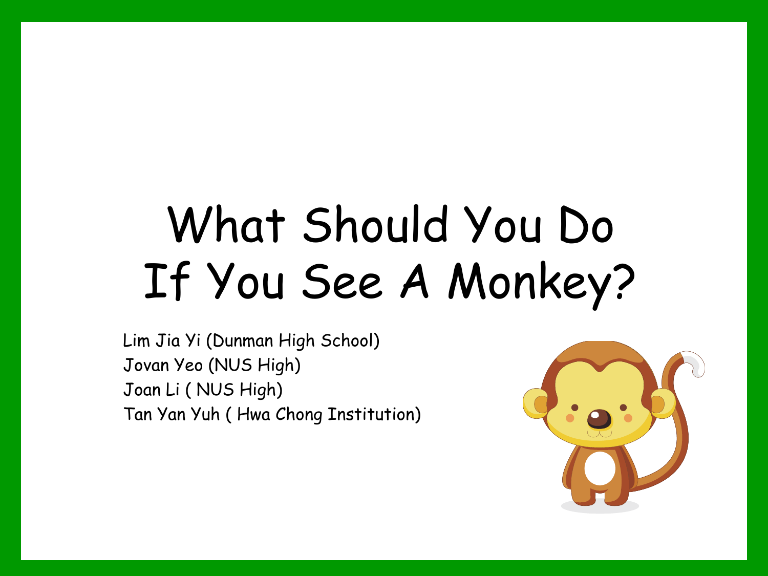# What Should You Do If You See A Monkey?

Lim Jia Yi (Dunman High School)
Jovan Yeo (NUS High)
Joan Li ( NUS High)
Tan Yan Yuh ( Hwa Chong Institution)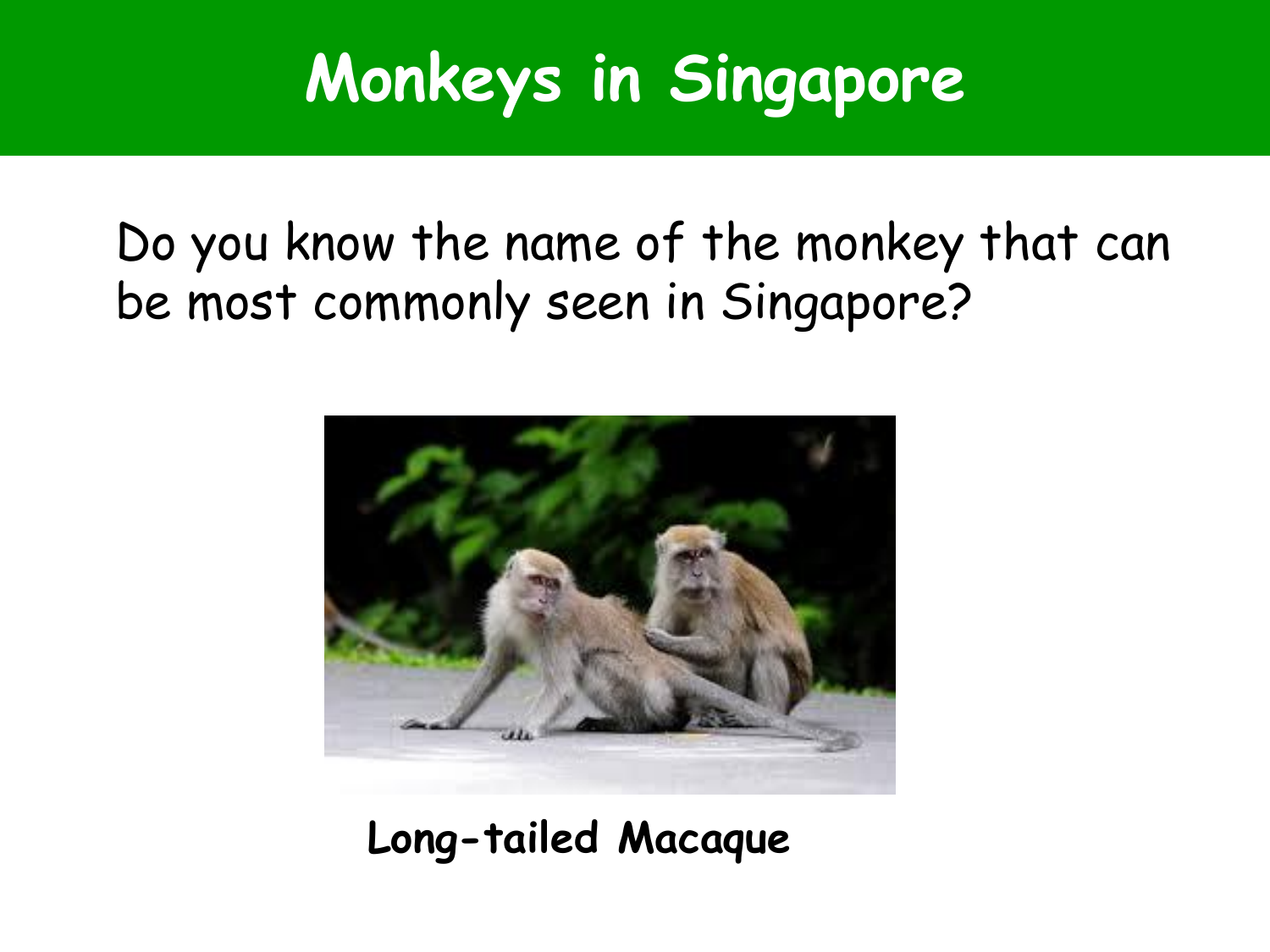# Monkeys in Singapore

Do you know the name of the monkey that can be most commonly seen in Singapore?

**Long-tailed Macaque**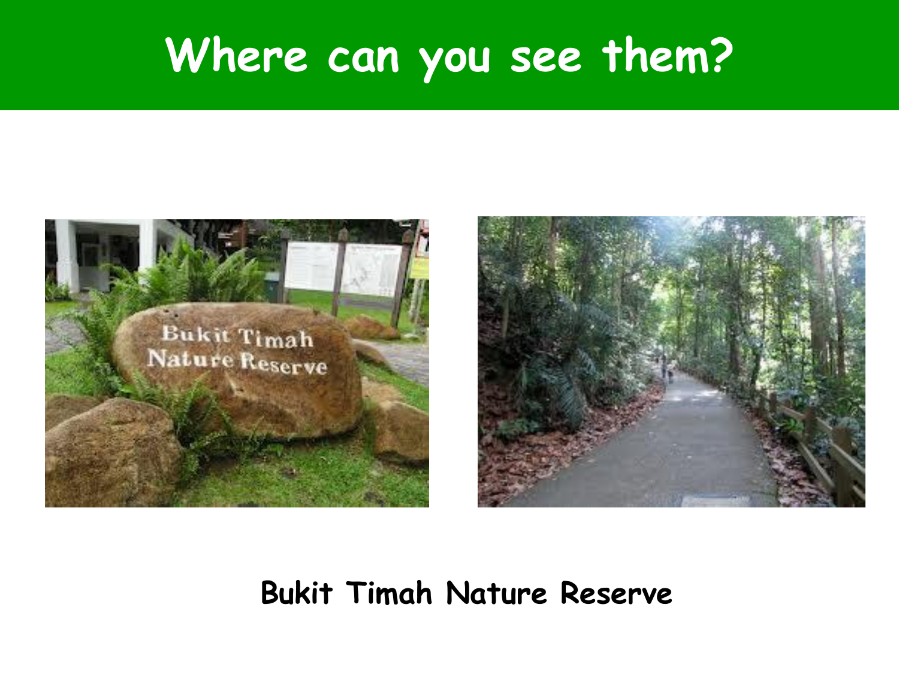# Where can you see them?

**Bukit Timah Nature Reserve**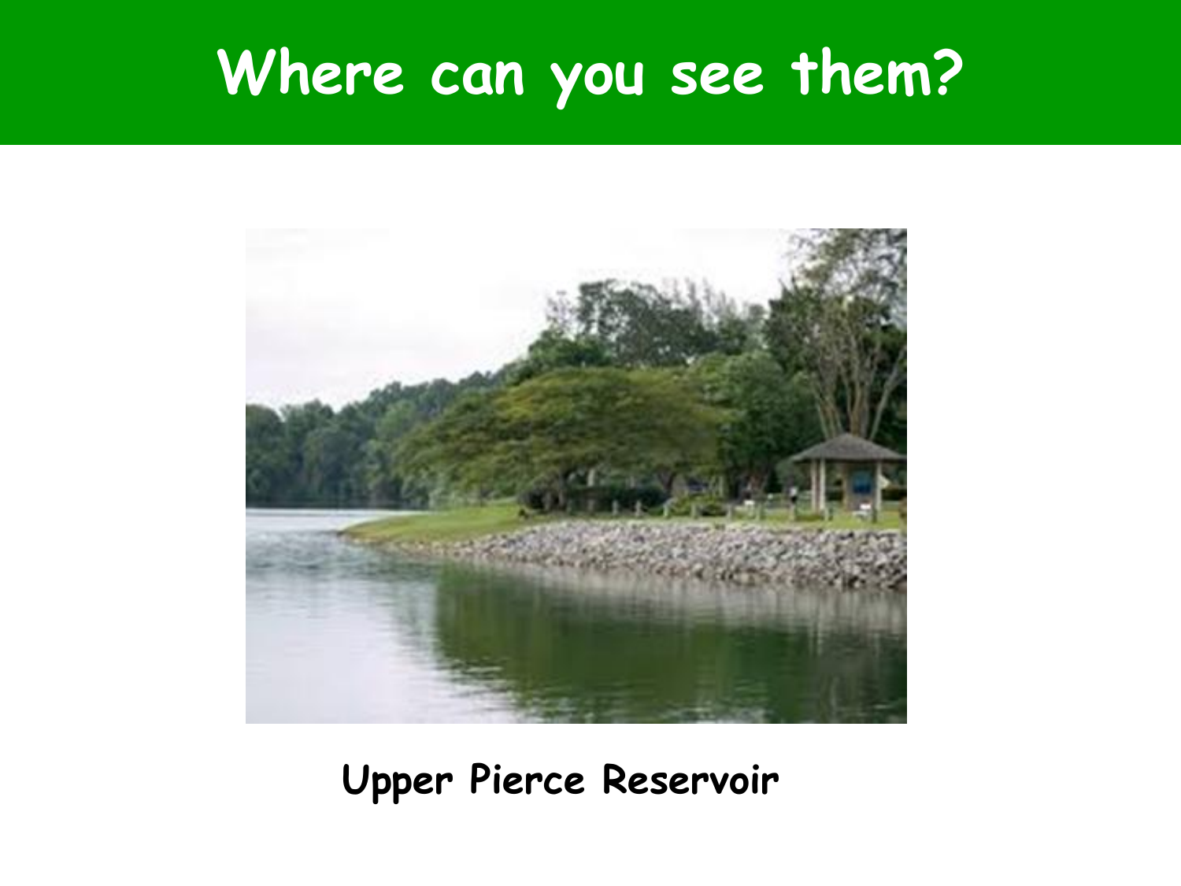# Where can you see them?

**Upper Pierce Reservoir**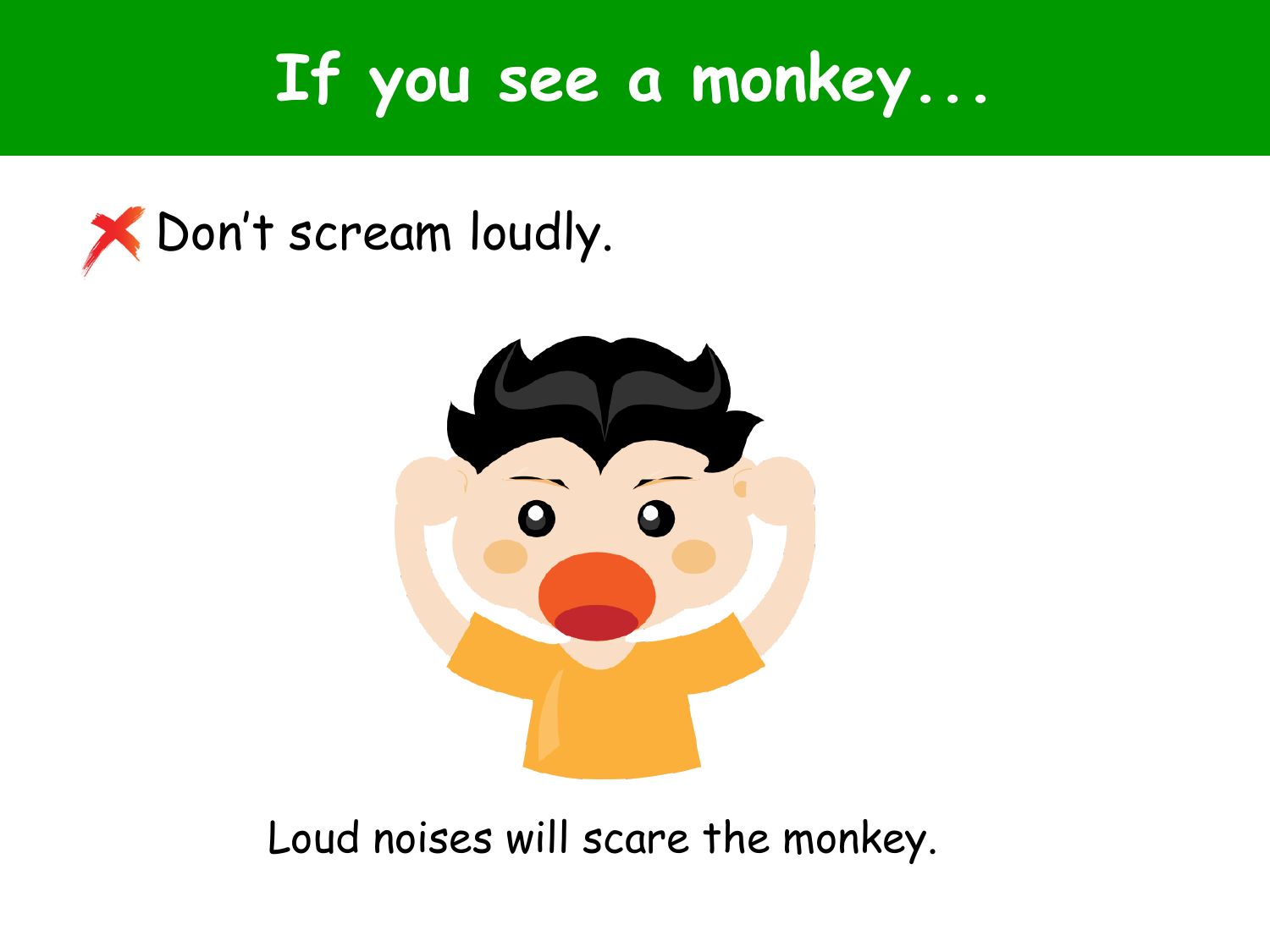# If you see a monkey...

❌ Don't scream loudly.

Loud noises will scare the monkey.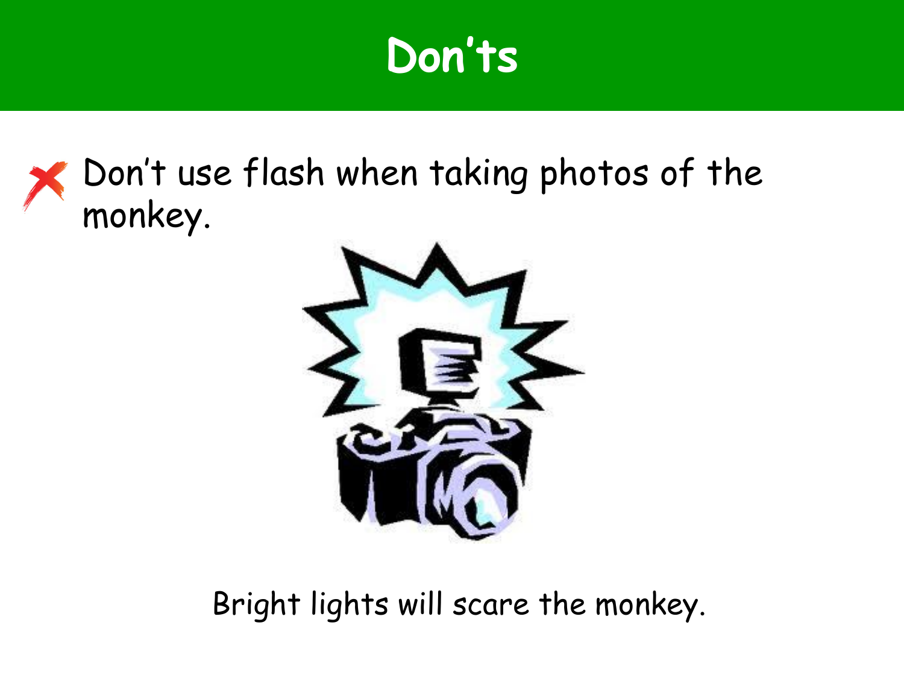# Don'ts

- ✗ Don't use flash when taking photos of the monkey.

Bright lights will scare the monkey.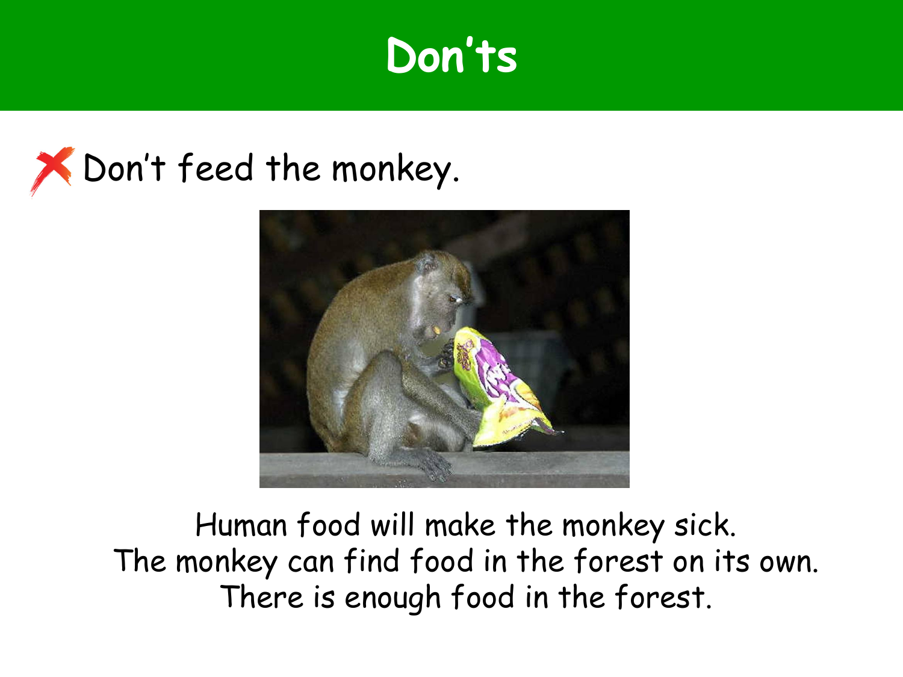# Don'ts

❌ Don't feed the monkey.

Human food will make the monkey sick.
The monkey can find food in the forest on its own.
There is enough food in the forest.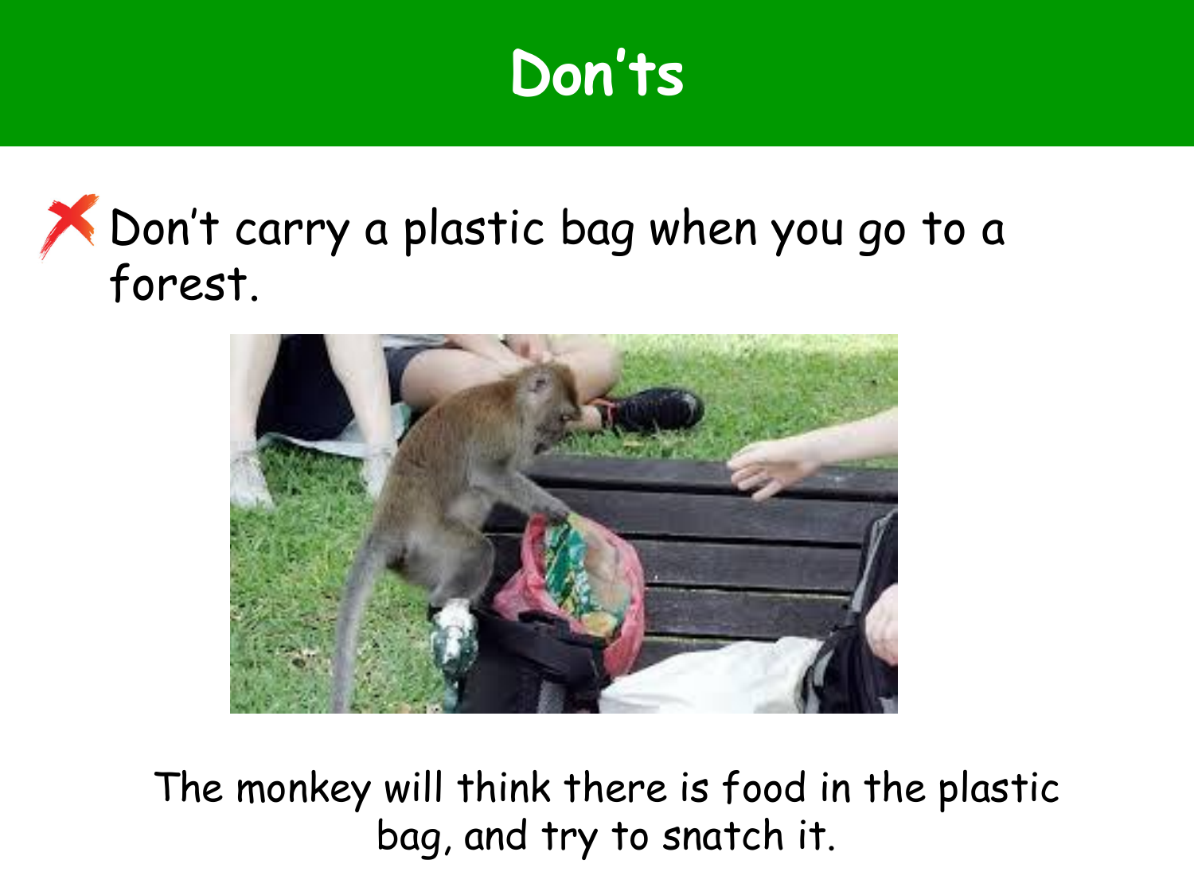# Don'ts

- ✗ Don't carry a plastic bag when you go to a forest.

The monkey will think there is food in the plastic bag, and try to snatch it.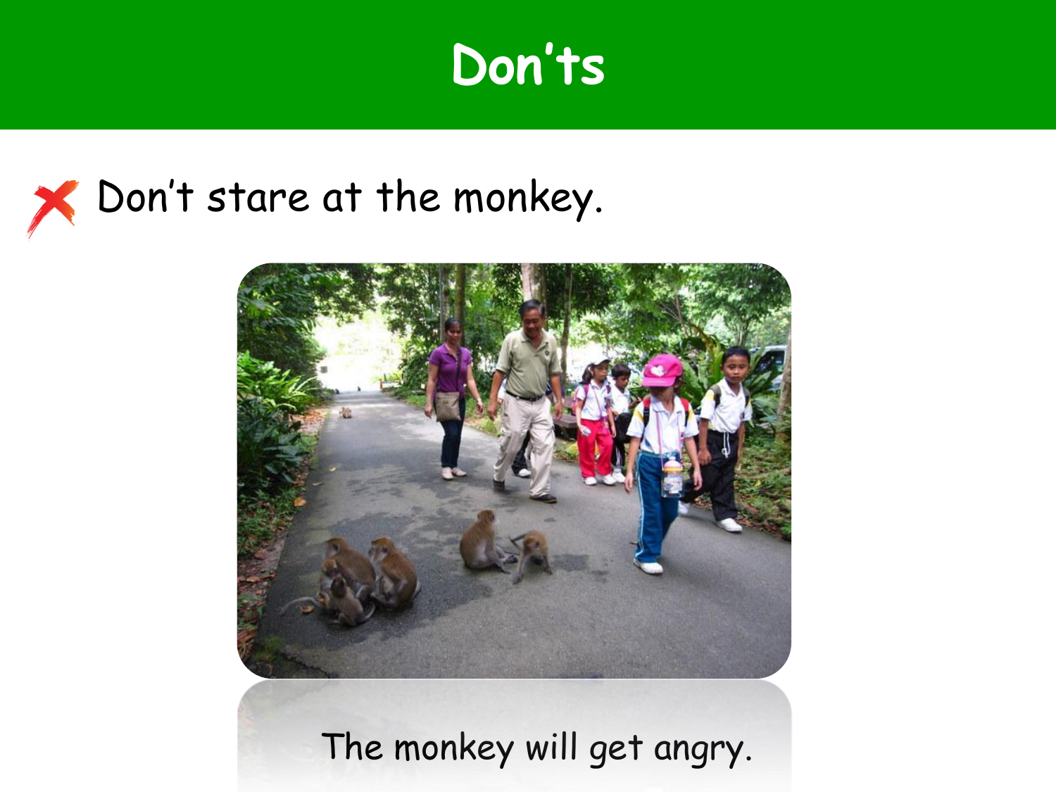# Don'ts

❌ Don't stare at the monkey.

The monkey will get angry.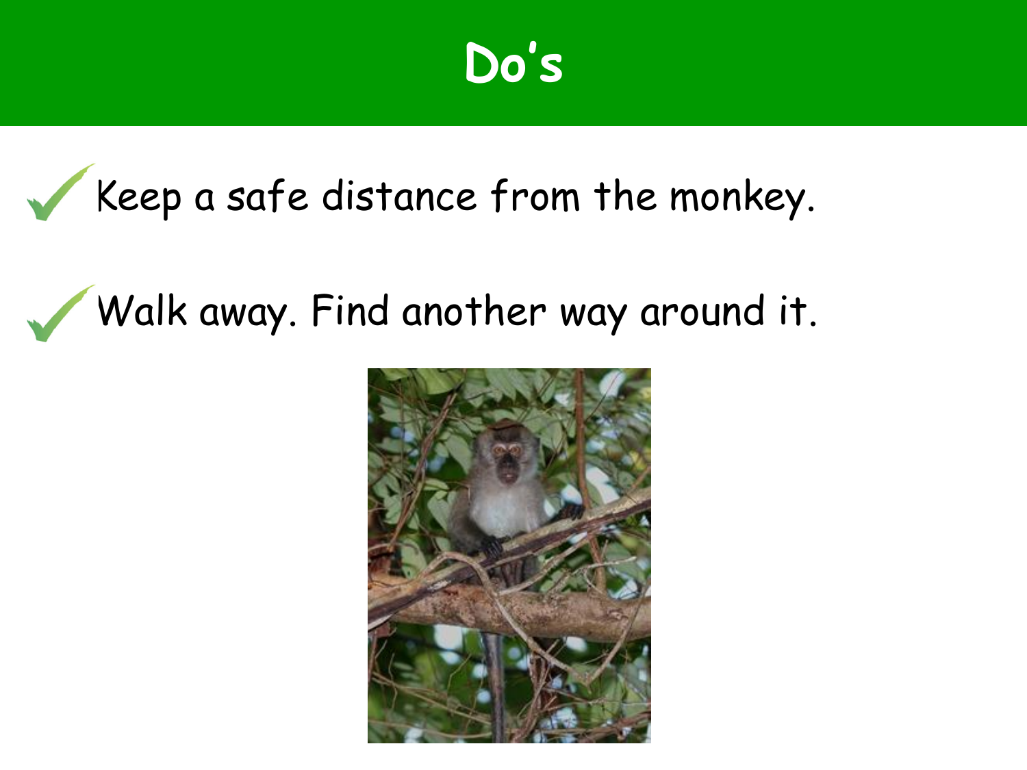# Do's

- ✓ Keep a safe distance from the monkey.
- ✓ Walk away. Find another way around it.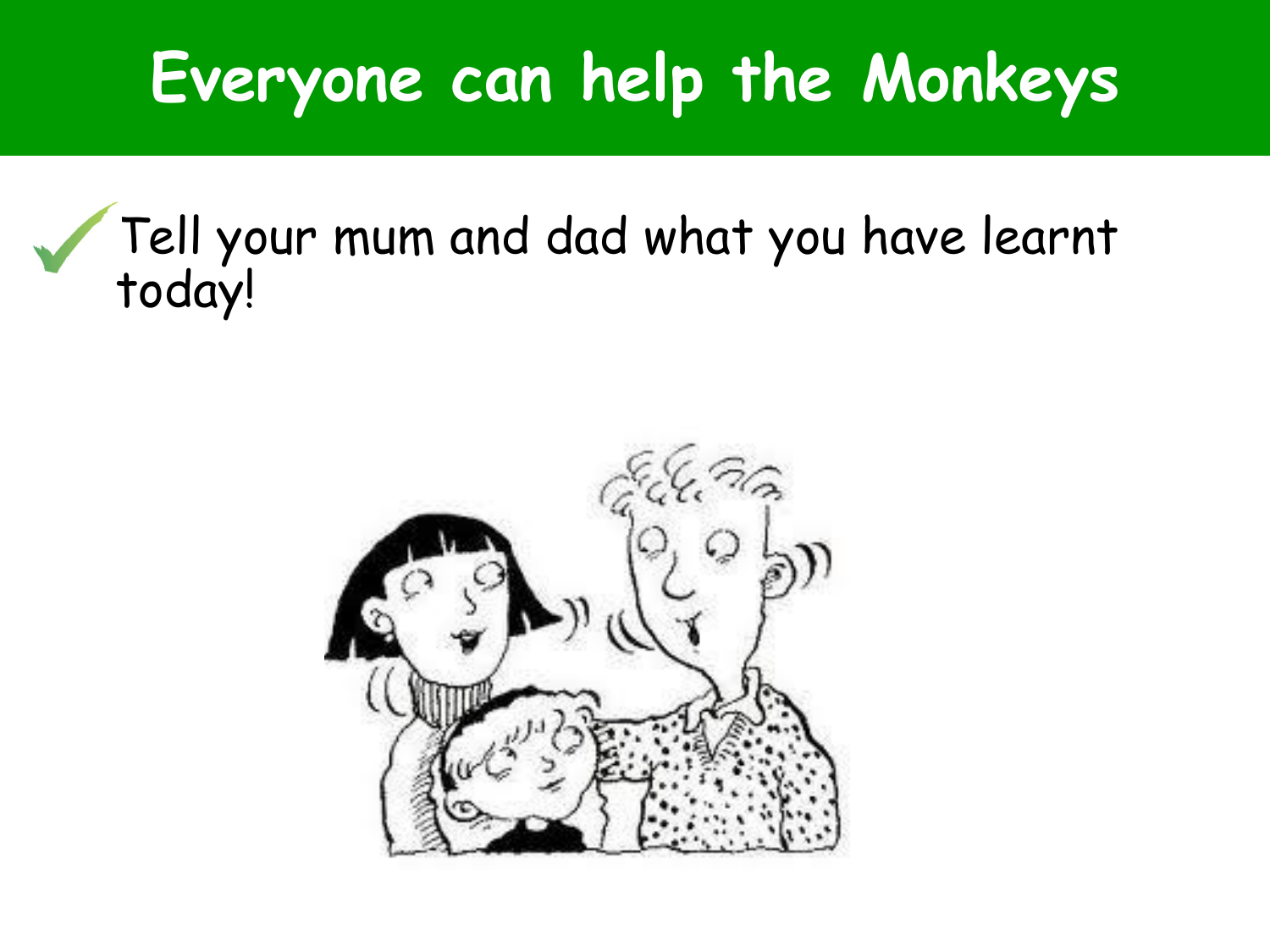# Everyone can help the Monkeys

- ✓ Tell your mum and dad what you have learnt today!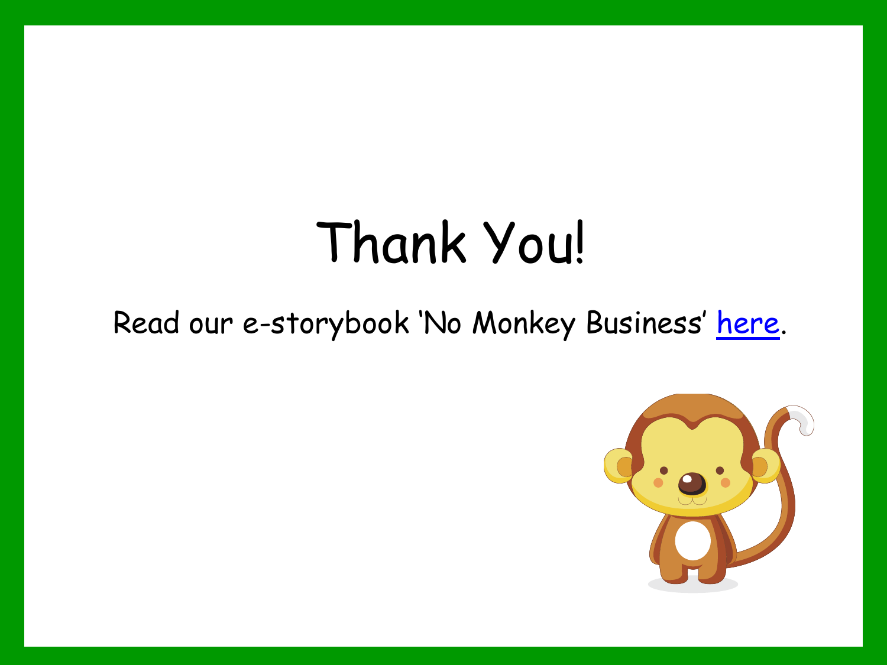# Thank You!

Read our e-storybook 'No Monkey Business' here.